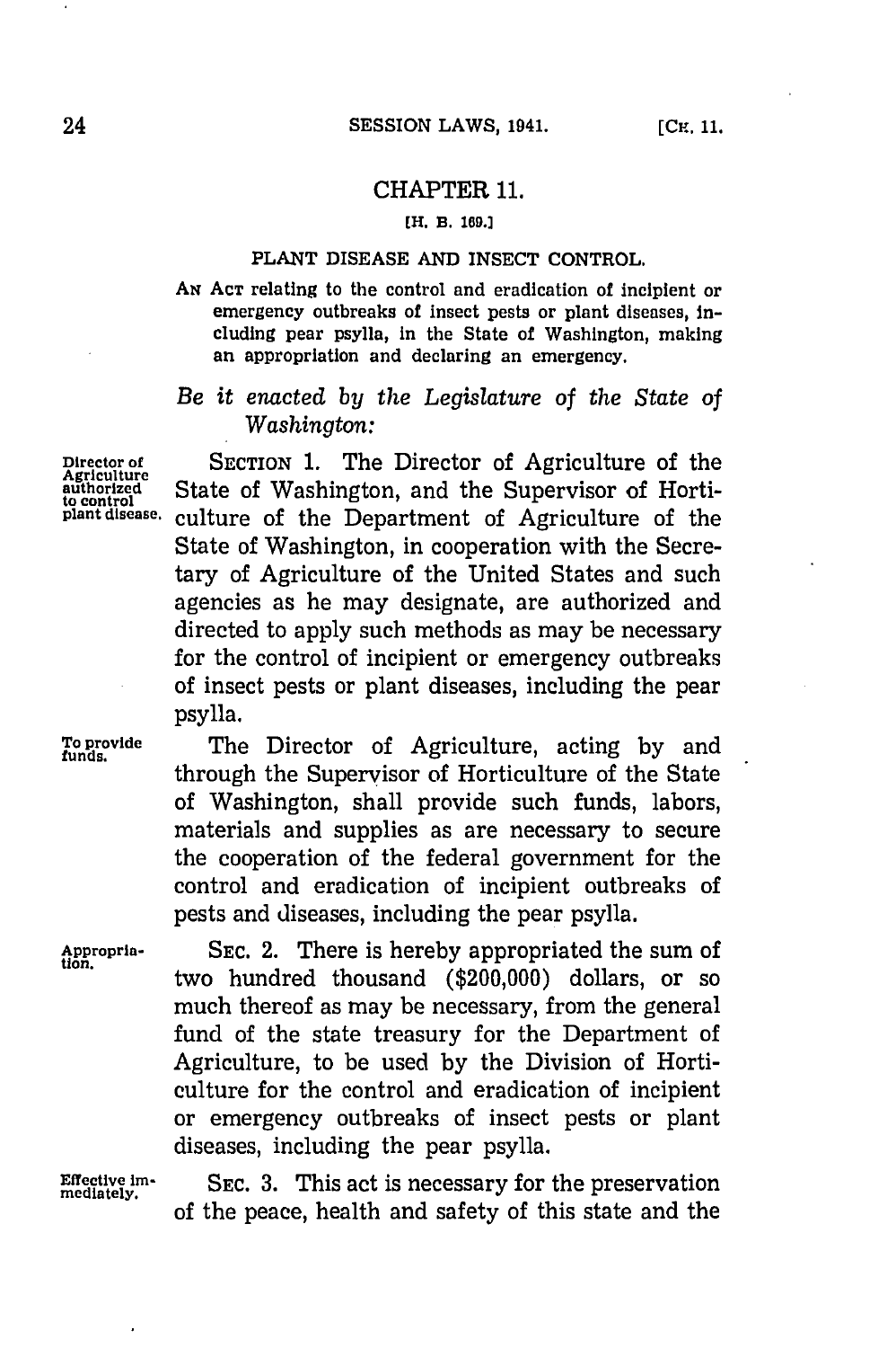## CHAPTER 11.

[H. B. 169.]

### PLANT DISEASE AND INSECT CONTROL.

AN ACT relating to the control and eradication of incipient or emergency outbreaks of insect pests or plant diseases, including pear psylla, in the State of Washington, making an appropriation and declaring an emergency.

*Be it enacted by the Legislature of the State of Washington:*

Director of Agriculture authorized to control plant disease.

SECTION 1. The Director of Agriculture of the State of Washington, and the Supervisor of Horticulture of the Department of Agriculture of the State of Washington, in cooperation with the Secretary of Agriculture of the United States and such agencies as he may designate, are authorized and directed to apply such methods as may be necessary for the control of incipient or emergency outbreaks of insect pests or plant diseases, including the pear psylla.

To provide funds.

The Director of Agriculture, acting by and through the Supervisor of Horticulture of the State of Washington, shall provide such funds, labors, materials and supplies as are necessary to secure the cooperation of the federal government for the control and eradication of incipient outbreaks of pests and diseases, including the pear psylla.

Appropriation.

SEC. 2. There is hereby appropriated the sum of two hundred thousand ($200,000) dollars, or so much thereof as may be necessary, from the general fund of the state treasury for the Department of Agriculture, to be used by the Division of Horticulture for the control and eradication of incipient or emergency outbreaks of insect pests or plant diseases, including the pear psylla.

Effective immediately.

SEC. 3. This act is necessary for the preservation of the peace, health and safety of this state and the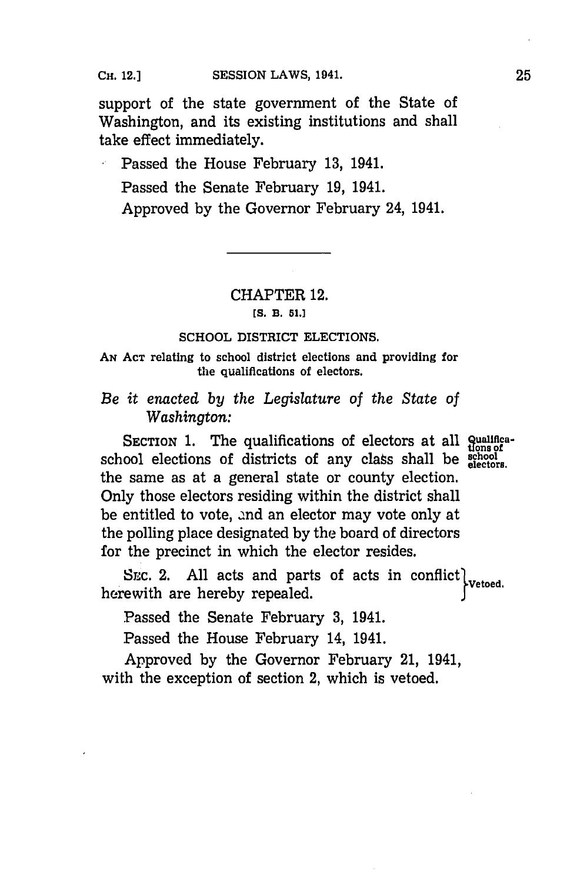support of the state government of the State of Washington, and its existing institutions and shall take effect immediately.

Passed the House February 13, 1941.

Passed the Senate February 19, 1941.

Approved by the Governor February 24, 1941.

---

## CHAPTER 12.

[S. B. 51.]

### SCHOOL DISTRICT ELECTIONS.

AN ACT relating to school district elections and providing for the qualifications of electors.

*Be it enacted by the Legislature of the State of Washington:*

SECTION 1. The qualifications of electors at all school elections of districts of any class shall be the same as at a general state or county election. Only those electors residing within the district shall be entitled to vote, and an elector may vote only at the polling place designated by the board of directors for the precinct in which the elector resides.

Qualifications of school electors.

SEC. 2. All acts and parts of acts in conflict herewith are hereby repealed.

Vetoed.

Passed the Senate February 3, 1941.

Passed the House February 14, 1941.

Approved by the Governor February 21, 1941, with the exception of section 2, which is vetoed.